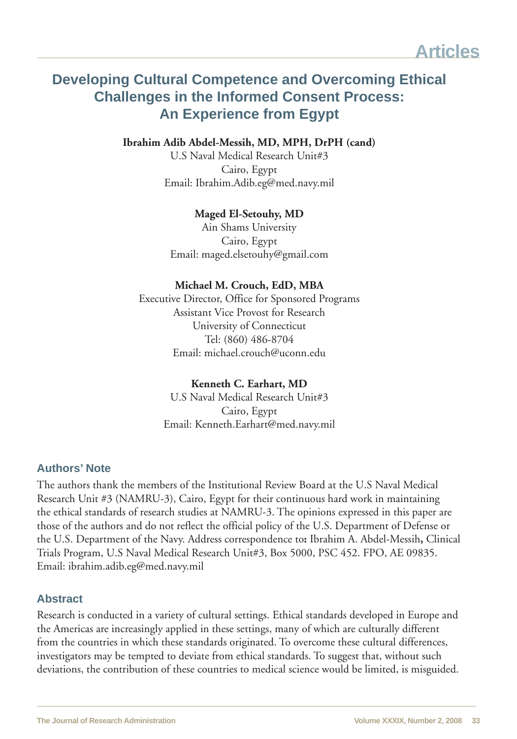# Developing Cultural Competence and Overcoming Ethical Challenges in the Informed Consent Process: An Experience from Egypt

**Ibrahim Adib Abdel-Messih, MD, MPH, DrPH (cand)**
U.S Naval Medical Research Unit#3
Cairo, Egypt
Email: Ibrahim.Adib.eg@med.navy.mil

**Maged El-Setouhy, MD**
Ain Shams University
Cairo, Egypt
Email: maged.elsetouhy@gmail.com

**Michael M. Crouch, EdD, MBA**
Executive Director, Office for Sponsored Programs
Assistant Vice Provost for Research
University of Connecticut
Tel: (860) 486-8704
Email: michael.crouch@uconn.edu

**Kenneth C. Earhart, MD**
U.S Naval Medical Research Unit#3
Cairo, Egypt
Email: Kenneth.Earhart@med.navy.mil

## Authors' Note

The authors thank the members of the Institutional Review Board at the U.S Naval Medical Research Unit #3 (NAMRU-3), Cairo, Egypt for their continuous hard work in maintaining the ethical standards of research studies at NAMRU-3. The opinions expressed in this paper are those of the authors and do not reflect the official policy of the U.S. Department of Defense or the U.S. Department of the Navy. Address correspondence to**:** Ibrahim A. Abdel-Messih**,** Clinical Trials Program, U.S Naval Medical Research Unit#3, Box 5000, PSC 452. FPO, AE 09835. Email: ibrahim.adib.eg@med.navy.mil

## Abstract

Research is conducted in a variety of cultural settings. Ethical standards developed in Europe and the Americas are increasingly applied in these settings, many of which are culturally different from the countries in which these standards originated. To overcome these cultural differences, investigators may be tempted to deviate from ethical standards. To suggest that, without such deviations, the contribution of these countries to medical science would be limited, is misguided.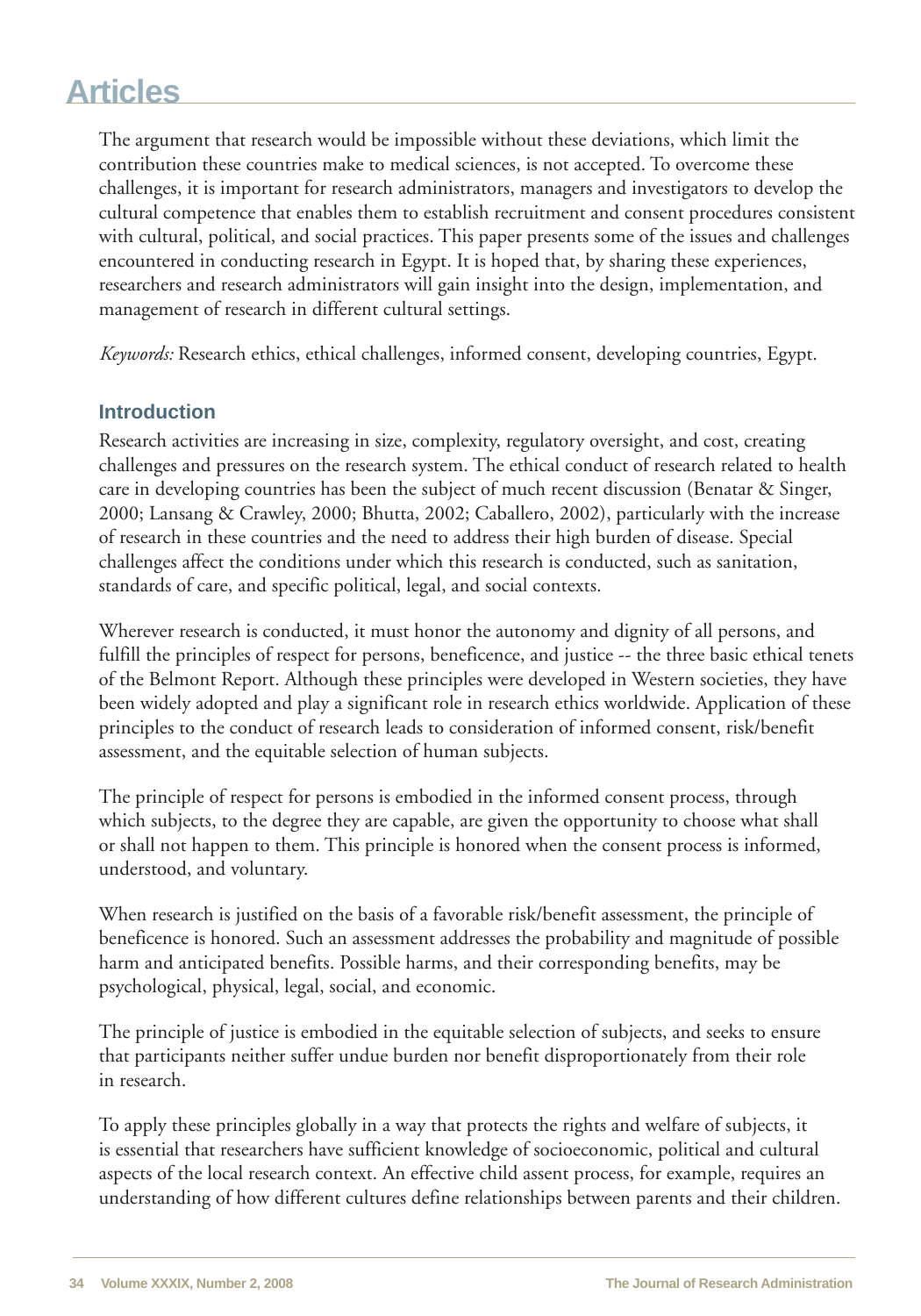The argument that research would be impossible without these deviations, which limit the contribution these countries make to medical sciences, is not accepted. To overcome these challenges, it is important for research administrators, managers and investigators to develop the cultural competence that enables them to establish recruitment and consent procedures consistent with cultural, political, and social practices. This paper presents some of the issues and challenges encountered in conducting research in Egypt. It is hoped that, by sharing these experiences, researchers and research administrators will gain insight into the design, implementation, and management of research in different cultural settings.

*Keywords:* Research ethics, ethical challenges, informed consent, developing countries, Egypt.

## Introduction

Research activities are increasing in size, complexity, regulatory oversight, and cost, creating challenges and pressures on the research system. The ethical conduct of research related to health care in developing countries has been the subject of much recent discussion (Benatar & Singer, 2000; Lansang & Crawley, 2000; Bhutta, 2002; Caballero, 2002), particularly with the increase of research in these countries and the need to address their high burden of disease. Special challenges affect the conditions under which this research is conducted, such as sanitation, standards of care, and specific political, legal, and social contexts.

Wherever research is conducted, it must honor the autonomy and dignity of all persons, and fulfill the principles of respect for persons, beneficence, and justice -- the three basic ethical tenets of the Belmont Report. Although these principles were developed in Western societies, they have been widely adopted and play a significant role in research ethics worldwide. Application of these principles to the conduct of research leads to consideration of informed consent, risk/benefit assessment, and the equitable selection of human subjects.

The principle of respect for persons is embodied in the informed consent process, through which subjects, to the degree they are capable, are given the opportunity to choose what shall or shall not happen to them. This principle is honored when the consent process is informed, understood, and voluntary.

When research is justified on the basis of a favorable risk/benefit assessment, the principle of beneficence is honored. Such an assessment addresses the probability and magnitude of possible harm and anticipated benefits. Possible harms, and their corresponding benefits, may be psychological, physical, legal, social, and economic.

The principle of justice is embodied in the equitable selection of subjects, and seeks to ensure that participants neither suffer undue burden nor benefit disproportionately from their role in research.

To apply these principles globally in a way that protects the rights and welfare of subjects, it is essential that researchers have sufficient knowledge of socioeconomic, political and cultural aspects of the local research context. An effective child assent process, for example, requires an understanding of how different cultures define relationships between parents and their children.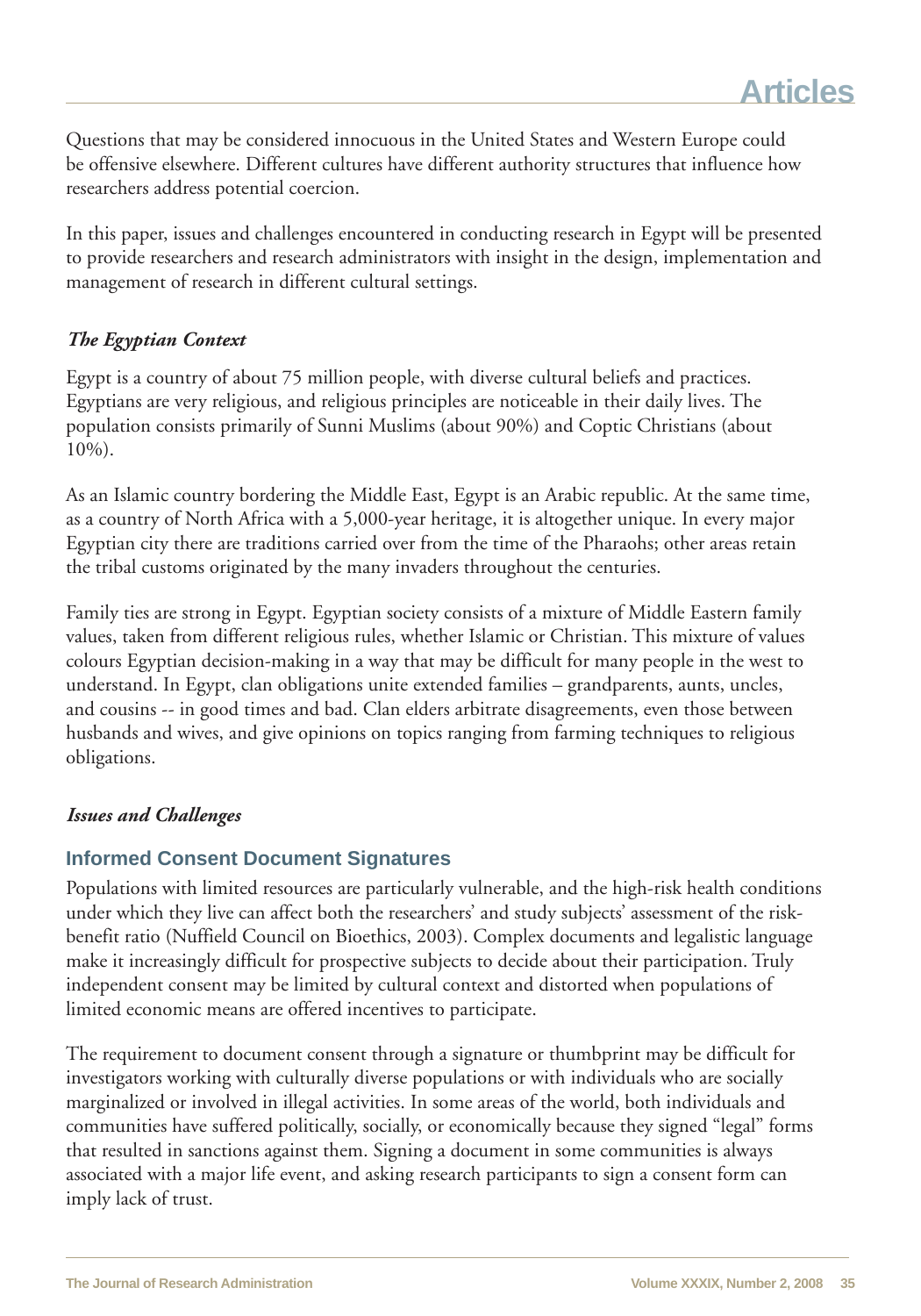Questions that may be considered innocuous in the United States and Western Europe could be offensive elsewhere. Different cultures have different authority structures that influence how researchers address potential coercion.

In this paper, issues and challenges encountered in conducting research in Egypt will be presented to provide researchers and research administrators with insight in the design, implementation and management of research in different cultural settings.

### *The Egyptian Context*

Egypt is a country of about 75 million people, with diverse cultural beliefs and practices. Egyptians are very religious, and religious principles are noticeable in their daily lives. The population consists primarily of Sunni Muslims (about 90%) and Coptic Christians (about 10%).

As an Islamic country bordering the Middle East, Egypt is an Arabic republic. At the same time, as a country of North Africa with a 5,000-year heritage, it is altogether unique. In every major Egyptian city there are traditions carried over from the time of the Pharaohs; other areas retain the tribal customs originated by the many invaders throughout the centuries.

Family ties are strong in Egypt. Egyptian society consists of a mixture of Middle Eastern family values, taken from different religious rules, whether Islamic or Christian. This mixture of values colours Egyptian decision-making in a way that may be difficult for many people in the west to understand. In Egypt, clan obligations unite extended families – grandparents, aunts, uncles, and cousins -- in good times and bad. Clan elders arbitrate disagreements, even those between husbands and wives, and give opinions on topics ranging from farming techniques to religious obligations.

### *Issues and Challenges*

#### Informed Consent Document Signatures

Populations with limited resources are particularly vulnerable, and the high-risk health conditions under which they live can affect both the researchers' and study subjects' assessment of the risk-benefit ratio (Nuffield Council on Bioethics, 2003). Complex documents and legalistic language make it increasingly difficult for prospective subjects to decide about their participation. Truly independent consent may be limited by cultural context and distorted when populations of limited economic means are offered incentives to participate.

The requirement to document consent through a signature or thumbprint may be difficult for investigators working with culturally diverse populations or with individuals who are socially marginalized or involved in illegal activities. In some areas of the world, both individuals and communities have suffered politically, socially, or economically because they signed "legal" forms that resulted in sanctions against them. Signing a document in some communities is always associated with a major life event, and asking research participants to sign a consent form can imply lack of trust.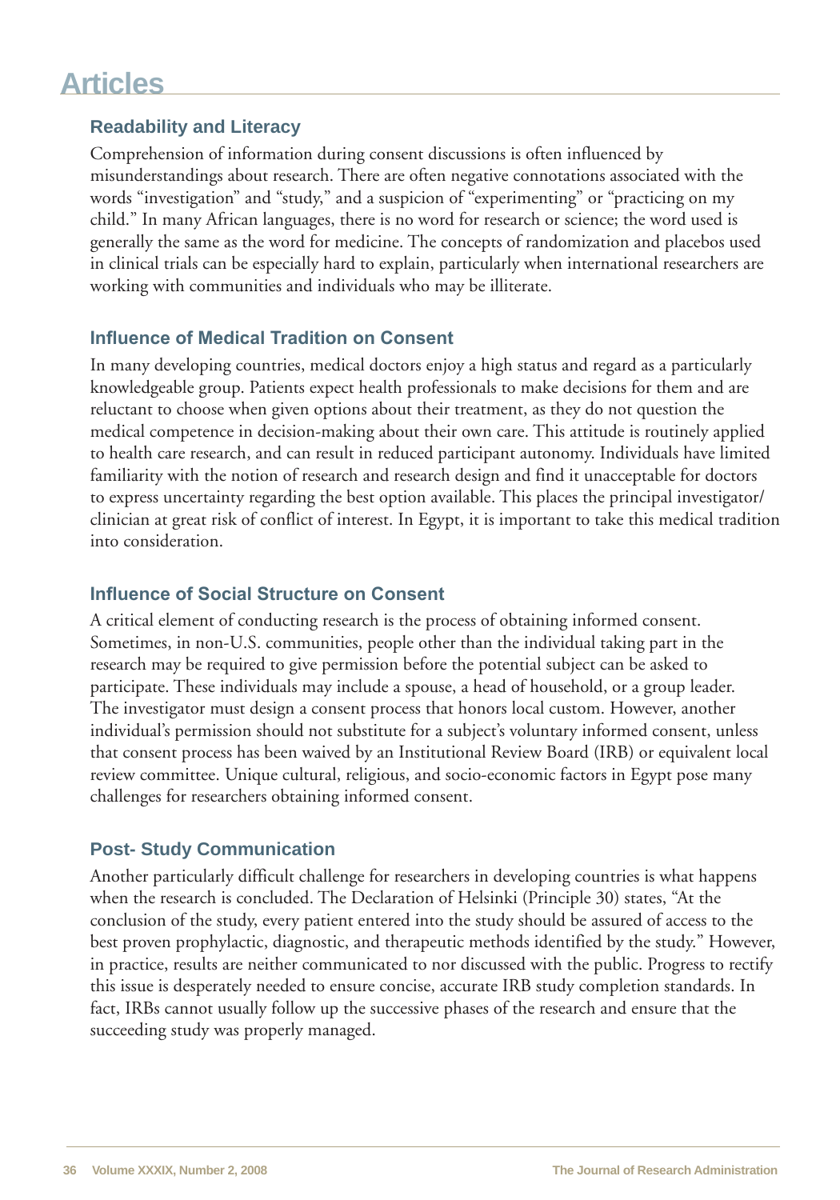### Readability and Literacy

Comprehension of information during consent discussions is often influenced by misunderstandings about research. There are often negative connotations associated with the words "investigation" and "study," and a suspicion of "experimenting" or "practicing on my child." In many African languages, there is no word for research or science; the word used is generally the same as the word for medicine. The concepts of randomization and placebos used in clinical trials can be especially hard to explain, particularly when international researchers are working with communities and individuals who may be illiterate.

### Influence of Medical Tradition on Consent

In many developing countries, medical doctors enjoy a high status and regard as a particularly knowledgeable group. Patients expect health professionals to make decisions for them and are reluctant to choose when given options about their treatment, as they do not question the medical competence in decision-making about their own care. This attitude is routinely applied to health care research, and can result in reduced participant autonomy. Individuals have limited familiarity with the notion of research and research design and find it unacceptable for doctors to express uncertainty regarding the best option available. This places the principal investigator/clinician at great risk of conflict of interest. In Egypt, it is important to take this medical tradition into consideration.

### Influence of Social Structure on Consent

A critical element of conducting research is the process of obtaining informed consent. Sometimes, in non-U.S. communities, people other than the individual taking part in the research may be required to give permission before the potential subject can be asked to participate. These individuals may include a spouse, a head of household, or a group leader. The investigator must design a consent process that honors local custom. However, another individual's permission should not substitute for a subject's voluntary informed consent, unless that consent process has been waived by an Institutional Review Board (IRB) or equivalent local review committee. Unique cultural, religious, and socio-economic factors in Egypt pose many challenges for researchers obtaining informed consent.

### Post- Study Communication

Another particularly difficult challenge for researchers in developing countries is what happens when the research is concluded. The Declaration of Helsinki (Principle 30) states, "At the conclusion of the study, every patient entered into the study should be assured of access to the best proven prophylactic, diagnostic, and therapeutic methods identified by the study." However, in practice, results are neither communicated to nor discussed with the public. Progress to rectify this issue is desperately needed to ensure concise, accurate IRB study completion standards. In fact, IRBs cannot usually follow up the successive phases of the research and ensure that the succeeding study was properly managed.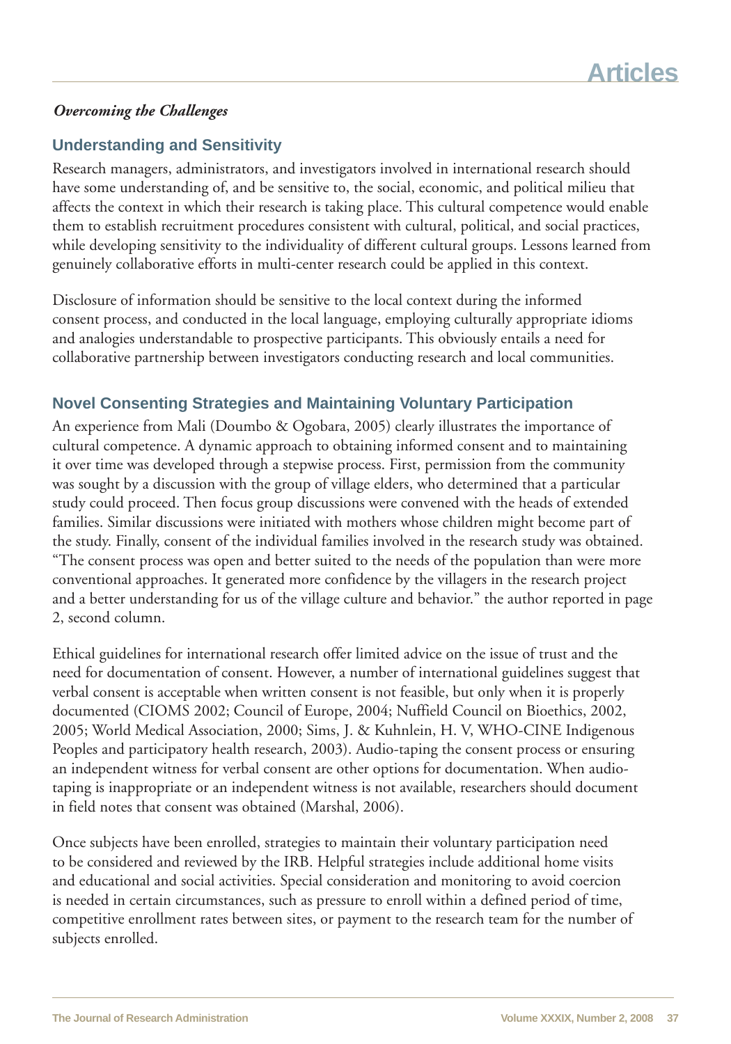*Overcoming the Challenges*

### Understanding and Sensitivity

Research managers, administrators, and investigators involved in international research should have some understanding of, and be sensitive to, the social, economic, and political milieu that affects the context in which their research is taking place. This cultural competence would enable them to establish recruitment procedures consistent with cultural, political, and social practices, while developing sensitivity to the individuality of different cultural groups. Lessons learned from genuinely collaborative efforts in multi-center research could be applied in this context.

Disclosure of information should be sensitive to the local context during the informed consent process, and conducted in the local language, employing culturally appropriate idioms and analogies understandable to prospective participants. This obviously entails a need for collaborative partnership between investigators conducting research and local communities.

### Novel Consenting Strategies and Maintaining Voluntary Participation

An experience from Mali (Doumbo & Ogobara, 2005) clearly illustrates the importance of cultural competence. A dynamic approach to obtaining informed consent and to maintaining it over time was developed through a stepwise process. First, permission from the community was sought by a discussion with the group of village elders, who determined that a particular study could proceed. Then focus group discussions were convened with the heads of extended families. Similar discussions were initiated with mothers whose children might become part of the study. Finally, consent of the individual families involved in the research study was obtained. "The consent process was open and better suited to the needs of the population than were more conventional approaches. It generated more confidence by the villagers in the research project and a better understanding for us of the village culture and behavior." the author reported in page 2, second column.

Ethical guidelines for international research offer limited advice on the issue of trust and the need for documentation of consent. However, a number of international guidelines suggest that verbal consent is acceptable when written consent is not feasible, but only when it is properly documented (CIOMS 2002; Council of Europe, 2004; Nuffield Council on Bioethics, 2002, 2005; World Medical Association, 2000; Sims, J. & Kuhnlein, H. V, WHO-CINE Indigenous Peoples and participatory health research, 2003). Audio-taping the consent process or ensuring an independent witness for verbal consent are other options for documentation. When audio-taping is inappropriate or an independent witness is not available, researchers should document in field notes that consent was obtained (Marshal, 2006).

Once subjects have been enrolled, strategies to maintain their voluntary participation need to be considered and reviewed by the IRB. Helpful strategies include additional home visits and educational and social activities. Special consideration and monitoring to avoid coercion is needed in certain circumstances, such as pressure to enroll within a defined period of time, competitive enrollment rates between sites, or payment to the research team for the number of subjects enrolled.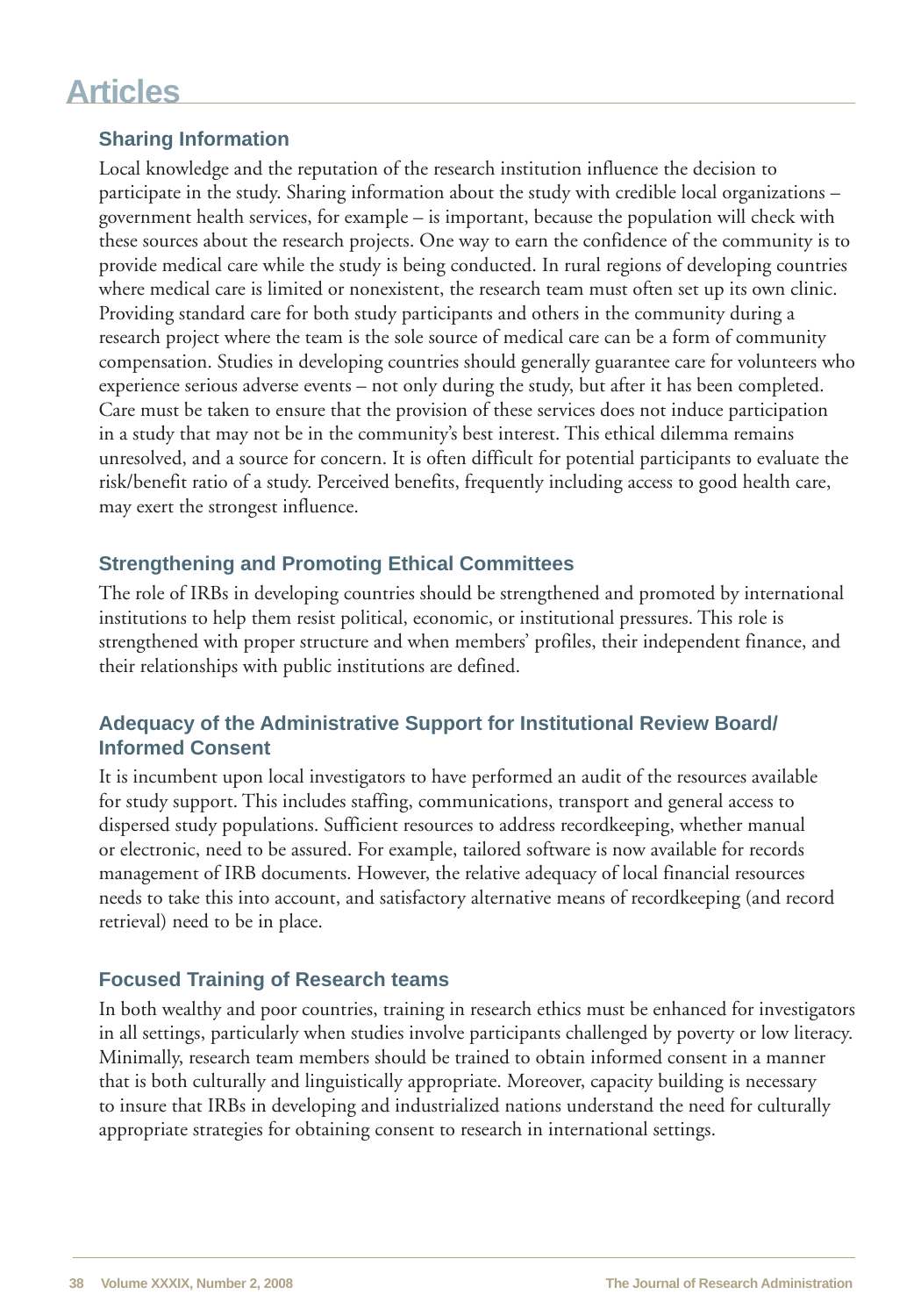## Sharing Information

Local knowledge and the reputation of the research institution influence the decision to participate in the study. Sharing information about the study with credible local organizations – government health services, for example – is important, because the population will check with these sources about the research projects. One way to earn the confidence of the community is to provide medical care while the study is being conducted. In rural regions of developing countries where medical care is limited or nonexistent, the research team must often set up its own clinic. Providing standard care for both study participants and others in the community during a research project where the team is the sole source of medical care can be a form of community compensation. Studies in developing countries should generally guarantee care for volunteers who experience serious adverse events – not only during the study, but after it has been completed. Care must be taken to ensure that the provision of these services does not induce participation in a study that may not be in the community's best interest. This ethical dilemma remains unresolved, and a source for concern. It is often difficult for potential participants to evaluate the risk/benefit ratio of a study. Perceived benefits, frequently including access to good health care, may exert the strongest influence.

## Strengthening and Promoting Ethical Committees

The role of IRBs in developing countries should be strengthened and promoted by international institutions to help them resist political, economic, or institutional pressures. This role is strengthened with proper structure and when members' profiles, their independent finance, and their relationships with public institutions are defined.

## Adequacy of the Administrative Support for Institutional Review Board/ Informed Consent

It is incumbent upon local investigators to have performed an audit of the resources available for study support. This includes staffing, communications, transport and general access to dispersed study populations. Sufficient resources to address recordkeeping, whether manual or electronic, need to be assured. For example, tailored software is now available for records management of IRB documents. However, the relative adequacy of local financial resources needs to take this into account, and satisfactory alternative means of recordkeeping (and record retrieval) need to be in place.

## Focused Training of Research teams

In both wealthy and poor countries, training in research ethics must be enhanced for investigators in all settings, particularly when studies involve participants challenged by poverty or low literacy. Minimally, research team members should be trained to obtain informed consent in a manner that is both culturally and linguistically appropriate. Moreover, capacity building is necessary to insure that IRBs in developing and industrialized nations understand the need for culturally appropriate strategies for obtaining consent to research in international settings.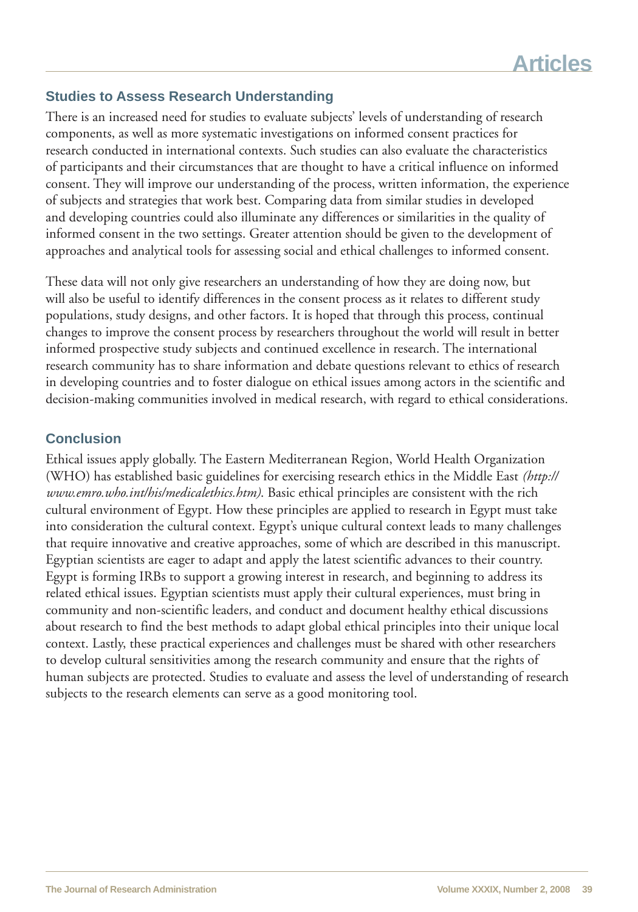## Studies to Assess Research Understanding

There is an increased need for studies to evaluate subjects' levels of understanding of research components, as well as more systematic investigations on informed consent practices for research conducted in international contexts. Such studies can also evaluate the characteristics of participants and their circumstances that are thought to have a critical influence on informed consent. They will improve our understanding of the process, written information, the experience of subjects and strategies that work best. Comparing data from similar studies in developed and developing countries could also illuminate any differences or similarities in the quality of informed consent in the two settings. Greater attention should be given to the development of approaches and analytical tools for assessing social and ethical challenges to informed consent.

These data will not only give researchers an understanding of how they are doing now, but will also be useful to identify differences in the consent process as it relates to different study populations, study designs, and other factors. It is hoped that through this process, continual changes to improve the consent process by researchers throughout the world will result in better informed prospective study subjects and continued excellence in research. The international research community has to share information and debate questions relevant to ethics of research in developing countries and to foster dialogue on ethical issues among actors in the scientific and decision-making communities involved in medical research, with regard to ethical considerations.

## Conclusion

Ethical issues apply globally. The Eastern Mediterranean Region, World Health Organization (WHO) has established basic guidelines for exercising research ethics in the Middle East *(http://www.emro.who.int/his/medicalethics.htm)*. Basic ethical principles are consistent with the rich cultural environment of Egypt. How these principles are applied to research in Egypt must take into consideration the cultural context. Egypt's unique cultural context leads to many challenges that require innovative and creative approaches, some of which are described in this manuscript. Egyptian scientists are eager to adapt and apply the latest scientific advances to their country. Egypt is forming IRBs to support a growing interest in research, and beginning to address its related ethical issues. Egyptian scientists must apply their cultural experiences, must bring in community and non-scientific leaders, and conduct and document healthy ethical discussions about research to find the best methods to adapt global ethical principles into their unique local context. Lastly, these practical experiences and challenges must be shared with other researchers to develop cultural sensitivities among the research community and ensure that the rights of human subjects are protected. Studies to evaluate and assess the level of understanding of research subjects to the research elements can serve as a good monitoring tool.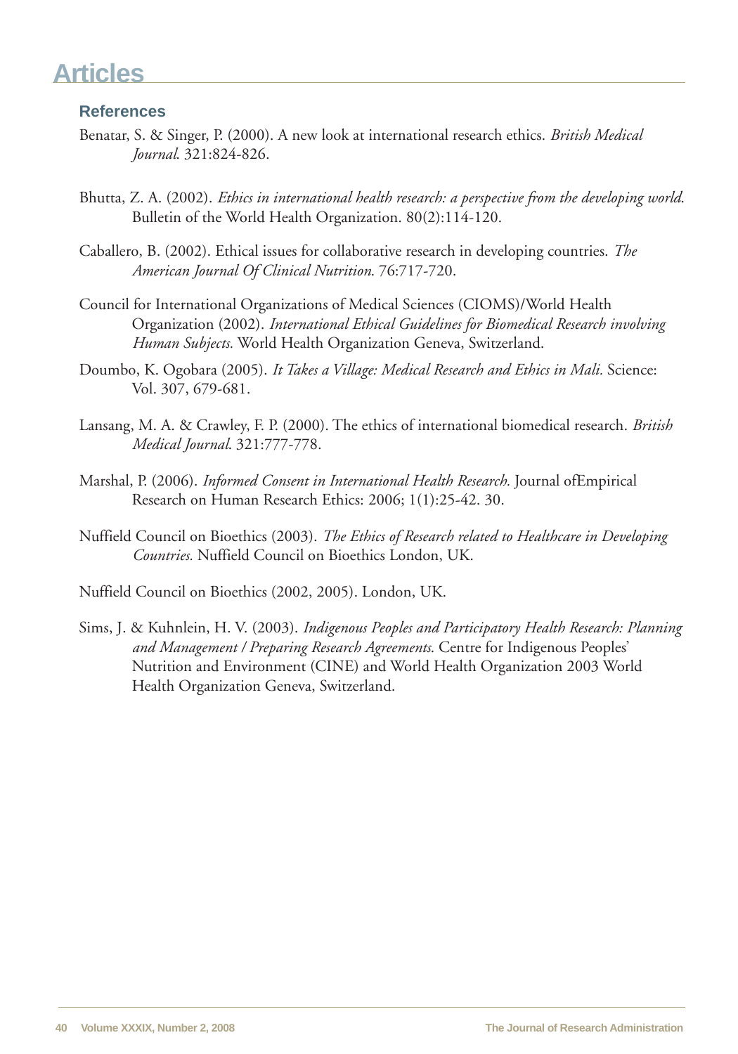## References

Benatar, S. & Singer, P. (2000). A new look at international research ethics. *British Medical Journal*. 321:824-826.

Bhutta, Z. A. (2002). *Ethics in international health research: a perspective from the developing world*. Bulletin of the World Health Organization. 80(2):114-120.

Caballero, B. (2002). Ethical issues for collaborative research in developing countries. *The American Journal Of Clinical Nutrition*. 76:717-720.

Council for International Organizations of Medical Sciences (CIOMS)/World Health Organization (2002). *International Ethical Guidelines for Biomedical Research involving Human Subjects.* World Health Organization Geneva, Switzerland.

Doumbo, K. Ogobara (2005). *It Takes a Village: Medical Research and Ethics in Mali.* Science: Vol. 307, 679-681.

Lansang, M. A. & Crawley, F. P. (2000). The ethics of international biomedical research. *British Medical Journal*. 321:777-778.

Marshal, P. (2006). *Informed Consent in International Health Research.* Journal ofEmpirical Research on Human Research Ethics: 2006; 1(1):25-42. 30.

Nuffield Council on Bioethics (2003). *The Ethics of Research related to Healthcare in Developing Countries.* Nuffield Council on Bioethics London, UK.

Nuffield Council on Bioethics (2002, 2005). London, UK.

Sims, J. & Kuhnlein, H. V. (2003). *Indigenous Peoples and Participatory Health Research: Planning and Management / Preparing Research Agreements*. Centre for Indigenous Peoples' Nutrition and Environment (CINE) and World Health Organization 2003 World Health Organization Geneva, Switzerland.